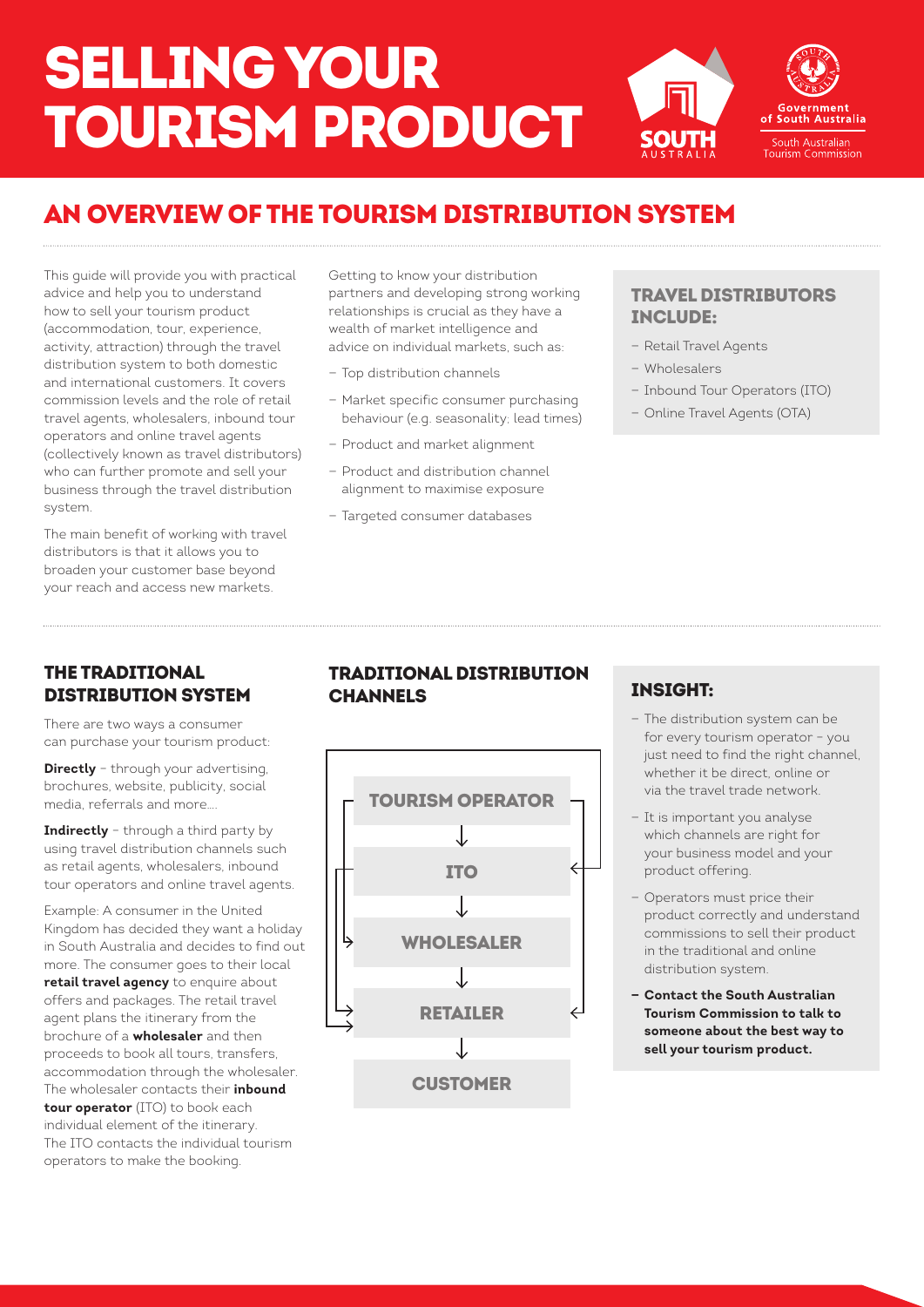# SELLING YOUR TOURISM PRODUCT

## AN OVERVIEW OF THE TOURISM DISTRIBUTION SYSTEM

This guide will provide you with practical advice and help you to understand how to sell your tourism product (accommodation, tour, experience, activity, attraction) through the travel distribution system to both domestic and international customers. It covers commission levels and the role of retail travel agents, wholesalers, inbound tour operators and online travel agents (collectively known as travel distributors) who can further promote and sell your business through the travel distribution system.

The main benefit of working with travel distributors is that it allows you to broaden your customer base beyond your reach and access new markets.

Getting to know your distribution partners and developing strong working relationships is crucial as they have a wealth of market intelligence and advice on individual markets, such as:

- Top distribution channels
- Market specific consumer purchasing behaviour (e.g. seasonality; lead times)
- Product and market alignment
- Product and distribution channel alignment to maximise exposure
- Targeted consumer databases

### TRAVEL DISTRIBUTORS INCLUDE:

- Retail Travel Agents
- Wholesalers
- Inbound Tour Operators (ITO)
- Online Travel Agents (OTA)

### THE TRADITIONAL DISTRIBUTION SYSTEM

There are two ways a consumer can purchase your tourism product:

**Directly** – through your advertising, brochures, website, publicity, social media, referrals and more....

**Indirectly** – through a third party by using travel distribution channels such as retail agents, wholesalers, inbound tour operators and online travel agents.

Example: A consumer in the United Kingdom has decided they want a holiday in South Australia and decides to find out more. The consumer goes to their local **retail travel agency** to enquire about offers and packages. The retail travel agent plans the itinerary from the brochure of a **wholesaler** and then proceeds to book all tours, transfers, accommodation through the wholesaler. The wholesaler contacts their **inbound tour operator** (ITO) to book each individual element of the itinerary. The ITO contacts the individual tourism operators to make the booking.

### TRADITIONAL DISTRIBUTION CHANNELS

TOURISM OPERATOR → ITO → WHOLESALER → RETAILER → CUSTOMER

### INSIGHT:

- The distribution system can be for every tourism operator – you just need to find the right channel, whether it be direct, online or via the travel trade network.
- It is important you analyse which channels are right for your business model and your product offering.
- Operators must price their product correctly and understand commissions to sell their product in the traditional and online distribution system.
- **Contact the South Australian Tourism Commission to talk to someone about the best way to sell your tourism product.**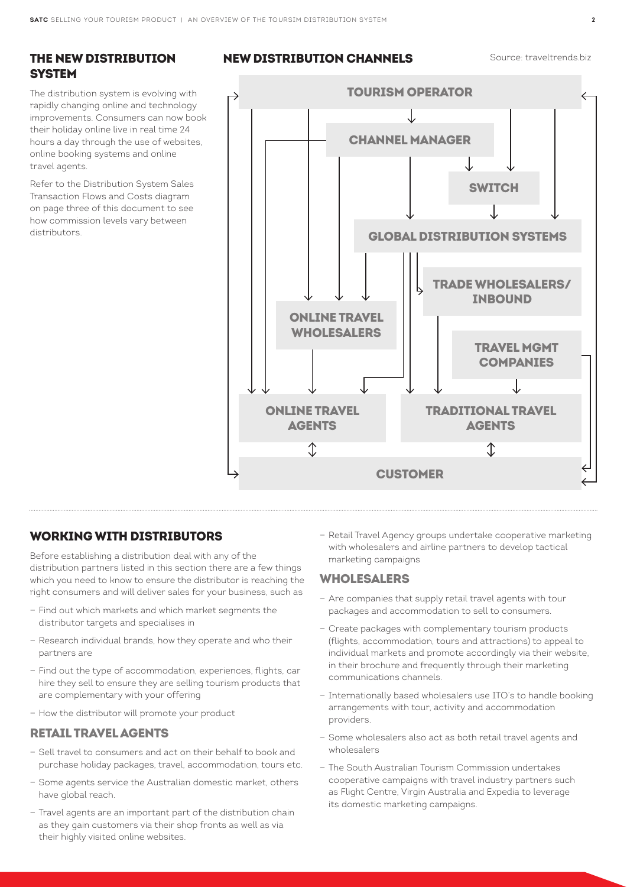## THE NEW DISTRIBUTION SYSTEM

The distribution system is evolving with rapidly changing online and technology improvements. Consumers can now book their holiday online live in real time 24 hours a day through the use of websites, online booking systems and online travel agents.

Refer to the Distribution System Sales Transaction Flows and Costs diagram on page three of this document to see how commission levels vary between distributors.

## NEW DISTRIBUTION CHANNELS

Source: traveltrends.biz

TOURISM OPERATOR

CHANNEL MANAGER

SWITCH

GLOBAL DISTRIBUTION SYSTEMS

TRADE WHOLESALERS/ INBOUND

ONLINE TRAVEL WHOLESALERS

TRAVEL MGMT COMPANIES

ONLINE TRAVEL AGENTS

TRADITIONAL TRAVEL AGENTS

CUSTOMER

## WORKING WITH DISTRIBUTORS

Before establishing a distribution deal with any of the distribution partners listed in this section there are a few things which you need to know to ensure the distributor is reaching the right consumers and will deliver sales for your business, such as

- Find out which markets and which market segments the distributor targets and specialises in
- Research individual brands, how they operate and who their partners are
- Find out the type of accommodation, experiences, flights, car hire they sell to ensure they are selling tourism products that are complementary with your offering
- How the distributor will promote your product

### RETAIL TRAVEL AGENTS

- Sell travel to consumers and act on their behalf to book and purchase holiday packages, travel, accommodation, tours etc.
- Some agents service the Australian domestic market, others have global reach.
- Travel agents are an important part of the distribution chain as they gain customers via their shop fronts as well as via their highly visited online websites.
- Retail Travel Agency groups undertake cooperative marketing with wholesalers and airline partners to develop tactical marketing campaigns

### WHOLESALERS

- Are companies that supply retail travel agents with tour packages and accommodation to sell to consumers.
- Create packages with complementary tourism products (flights, accommodation, tours and attractions) to appeal to individual markets and promote accordingly via their website, in their brochure and frequently through their marketing communications channels.
- Internationally based wholesalers use ITO's to handle booking arrangements with tour, activity and accommodation providers.
- Some wholesalers also act as both retail travel agents and wholesalers
- The South Australian Tourism Commission undertakes cooperative campaigns with travel industry partners such as Flight Centre, Virgin Australia and Expedia to leverage its domestic marketing campaigns.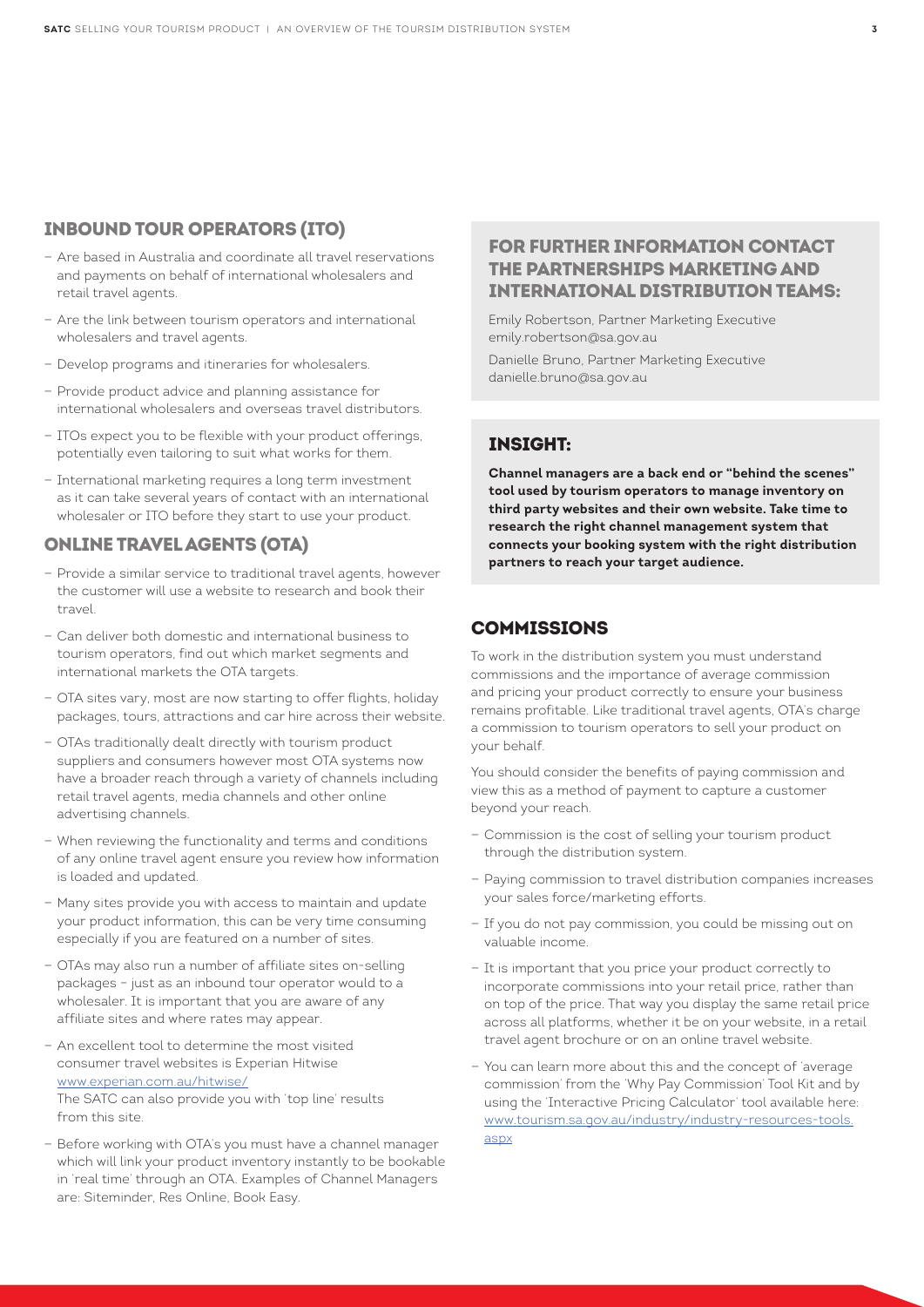## INBOUND TOUR OPERATORS (ITO)

- Are based in Australia and coordinate all travel reservations and payments on behalf of international wholesalers and retail travel agents.
- Are the link between tourism operators and international wholesalers and travel agents.
- Develop programs and itineraries for wholesalers.
- Provide product advice and planning assistance for international wholesalers and overseas travel distributors.
- ITOs expect you to be flexible with your product offerings, potentially even tailoring to suit what works for them.
- International marketing requires a long term investment as it can take several years of contact with an international wholesaler or ITO before they start to use your product.

## ONLINE TRAVEL AGENTS (OTA)

- Provide a similar service to traditional travel agents, however the customer will use a website to research and book their travel.
- Can deliver both domestic and international business to tourism operators, find out which market segments and international markets the OTA targets.
- OTA sites vary, most are now starting to offer flights, holiday packages, tours, attractions and car hire across their website.
- OTAs traditionally dealt directly with tourism product suppliers and consumers however most OTA systems now have a broader reach through a variety of channels including retail travel agents, media channels and other online advertising channels.
- When reviewing the functionality and terms and conditions of any online travel agent ensure you review how information is loaded and updated.
- Many sites provide you with access to maintain and update your product information, this can be very time consuming especially if you are featured on a number of sites.
- OTAs may also run a number of affiliate sites on-selling packages – just as an inbound tour operator would to a wholesaler. It is important that you are aware of any affiliate sites and where rates may appear.
- An excellent tool to determine the most visited consumer travel websites is Experian Hitwise [www.experian.com.au/hitwise/](www.experian.com.au/hitwise/)
  The SATC can also provide you with 'top line' results from this site.
- Before working with OTA's you must have a channel manager which will link your product inventory instantly to be bookable in 'real time' through an OTA. Examples of Channel Managers are: Siteminder, Res Online, Book Easy.

## FOR FURTHER INFORMATION CONTACT THE PARTNERSHIPS MARKETING AND INTERNATIONAL DISTRIBUTION TEAMS:

Emily Robertson, Partner Marketing Executive
emily.robertson@sa.gov.au

Danielle Bruno, Partner Marketing Executive
danielle.bruno@sa.gov.au

## INSIGHT:

**Channel managers are a back end or "behind the scenes" tool used by tourism operators to manage inventory on third party websites and their own website. Take time to research the right channel management system that connects your booking system with the right distribution partners to reach your target audience.**

## COMMISSIONS

To work in the distribution system you must understand commissions and the importance of average commission and pricing your product correctly to ensure your business remains profitable. Like traditional travel agents, OTA's charge a commission to tourism operators to sell your product on your behalf.

You should consider the benefits of paying commission and view this as a method of payment to capture a customer beyond your reach.

- Commission is the cost of selling your tourism product through the distribution system.
- Paying commission to travel distribution companies increases your sales force/marketing efforts.
- If you do not pay commission, you could be missing out on valuable income.
- It is important that you price your product correctly to incorporate commissions into your retail price, rather than on top of the price. That way you display the same retail price across all platforms, whether it be on your website, in a retail travel agent brochure or on an online travel website.
- You can learn more about this and the concept of 'average commission' from the 'Why Pay Commission' Tool Kit and by using the 'Interactive Pricing Calculator' tool available here: [www.tourism.sa.gov.au/industry/industry-resources-tools.aspx](www.tourism.sa.gov.au/industry/industry-resources-tools.aspx)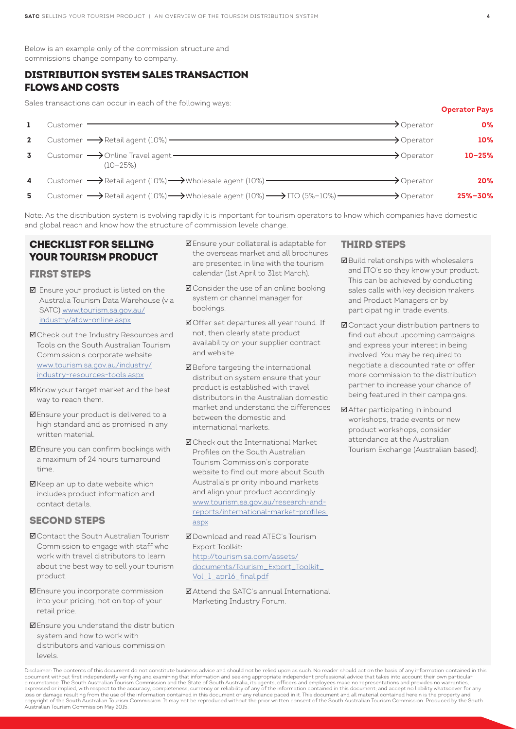Below is an example only of the commission structure and commissions change company to company.

## DISTRIBUTION SYSTEM SALES TRANSACTION FLOWS AND COSTS

Sales transactions can occur in each of the following ways:

| | | Operator Pays |
|---|---|---|
| 1 | Customer → Operator | 0% |
| 2 | Customer → Retail agent (10%) → Operator | 10% |
| 3 | Customer → Online Travel agent (10–25%) → Operator | 10–25% |
| 4 | Customer → Retail agent (10%) → Wholesale agent (10%) → Operator | 20% |
| 5 | Customer → Retail agent (10%) → Wholesale agent (10%) → ITO (5%–10%) → Operator | 25%–30% |

Note: As the distribution system is evolving rapidly it is important for tourism operators to know which companies have domestic and global reach and know how the structure of commission levels change.

## CHECKLIST FOR SELLING YOUR TOURISM PRODUCT

### FIRST STEPS

- ☑ Ensure your product is listed on the Australia Tourism Data Warehouse (via SATC) www.tourism.sa.gov.au/industry/atdw-online.aspx
- ☑ Check out the Industry Resources and Tools on the South Australian Tourism Commission's corporate website www.tourism.sa.gov.au/industry/industry-resources-tools.aspx
- ☑ Know your target market and the best way to reach them.
- ☑ Ensure your product is delivered to a high standard and as promised in any written material.
- ☑ Ensure you can confirm bookings with a maximum of 24 hours turnaround time.
- ☑ Keep an up to date website which includes product information and contact details.

### SECOND STEPS

- ☑ Contact the South Australian Tourism Commission to engage with staff who work with travel distributors to learn about the best way to sell your tourism product.
- ☑ Ensure you incorporate commission into your pricing, not on top of your retail price.
- ☑ Ensure you understand the distribution system and how to work with distributors and various commission levels.
- ☑ Ensure your collateral is adaptable for the overseas market and all brochures are presented in line with the tourism calendar (1st April to 31st March).
- ☑ Consider the use of an online booking system or channel manager for bookings.
- ☑ Offer set departures all year round. If not, then clearly state product availability on your supplier contract and website.
- ☑ Before targeting the international distribution system ensure that your product is established with travel distributors in the Australian domestic market and understand the differences between the domestic and international markets.
- ☑ Check out the International Market Profiles on the South Australian Tourism Commission's corporate website to find out more about South Australia's priority inbound markets and align your product accordingly www.tourism.sa.gov.au/research-and-reports/international-market-profiles.aspx
- ☑ Download and read ATEC's Tourism Export Toolkit: http://tourism.sa.com/assets/documents/Tourism_Export_Toolkit_Vol_1_apr16_final.pdf
- ☑ Attend the SATC's annual International Marketing Industry Forum.

### THIRD STEPS

- ☑ Build relationships with wholesalers and ITO's so they know your product. This can be achieved by conducting sales calls with key decision makers and Product Managers or by participating in trade events.
- ☑ Contact your distribution partners to find out about upcoming campaigns and express your interest in being involved. You may be required to negotiate a discounted rate or offer more commission to the distribution partner to increase your chance of being featured in their campaigns.
- ☑ After participating in inbound workshops, trade events or new product workshops, consider attendance at the Australian Tourism Exchange (Australian based).

Disclaimer: The contents of this document do not constitute business advice and should not be relied upon as such. No reader should act on the basis of any information contained in this document without first independently verifying and examining that information and seeking appropriate independent professional advice that takes into account their own particular circumstance. The South Australian Tourism Commission and the State of South Australia, its agents, officers and employees make no representations and provides no warranties, expressed or implied, with respect to the accuracy, completeness, currency or reliability of any of the information contained in this document; and accept no liability whatsoever for any loss or damage resulting from the use of the information contained in this document or any reliance paced in it. This document and all material contained herein is the property and copyright of the South Australian Tourism Commission. It may not be reproduced without the prior written consent of the South Australian Tourism Commission. Produced by the South Australian Tourism Commission May 2015.